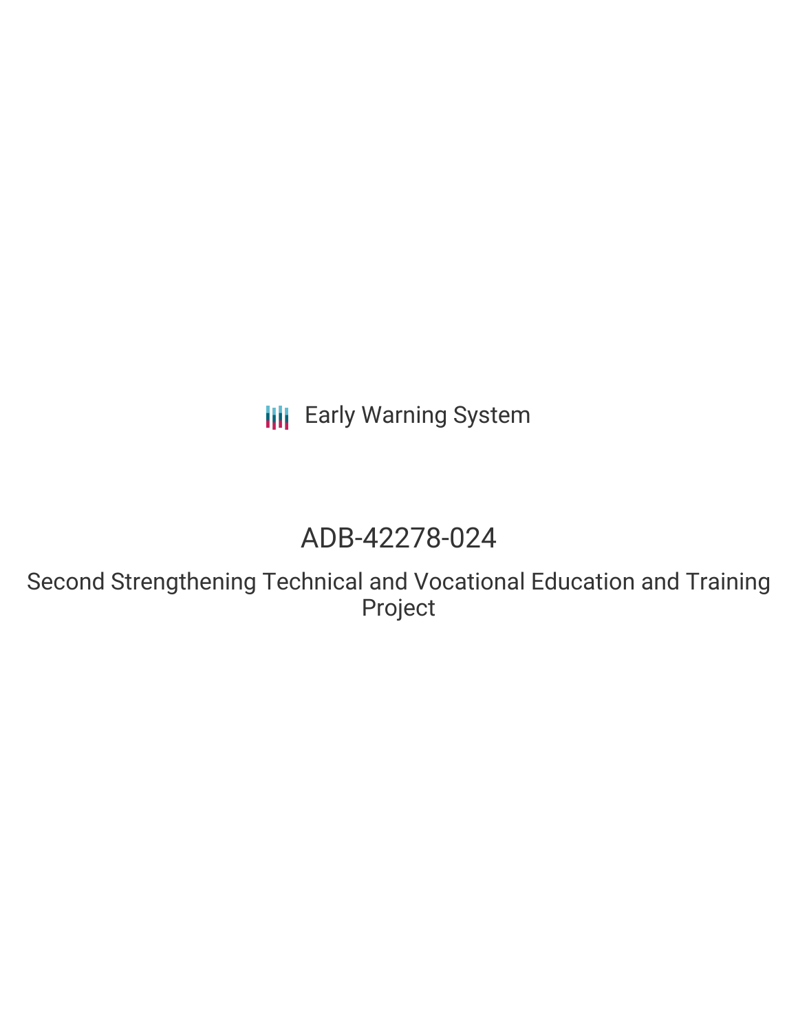Early Warning System

# ADB-42278-024

## Second Strengthening Technical and Vocational Education and Training Project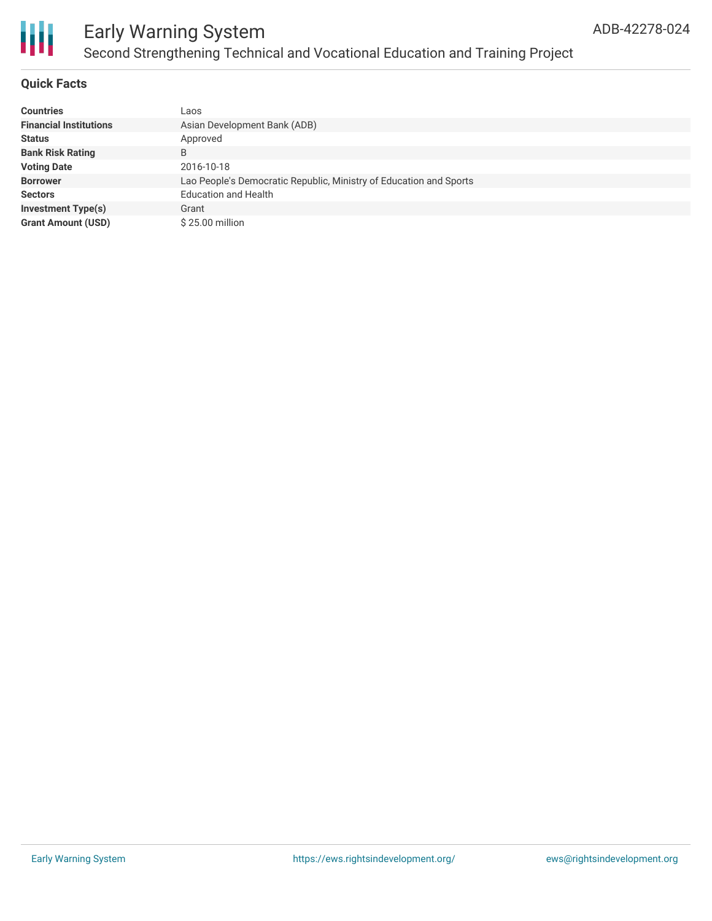## Quick Facts

| | |
|---|---|
| **Countries** | Laos |
| **Financial Institutions** | Asian Development Bank (ADB) |
| **Status** | Approved |
| **Bank Risk Rating** | B |
| **Voting Date** | 2016-10-18 |
| **Borrower** | Lao People's Democratic Republic, Ministry of Education and Sports |
| **Sectors** | Education and Health |
| **Investment Type(s)** | Grant |
| **Grant Amount (USD)** | $ 25.00 million |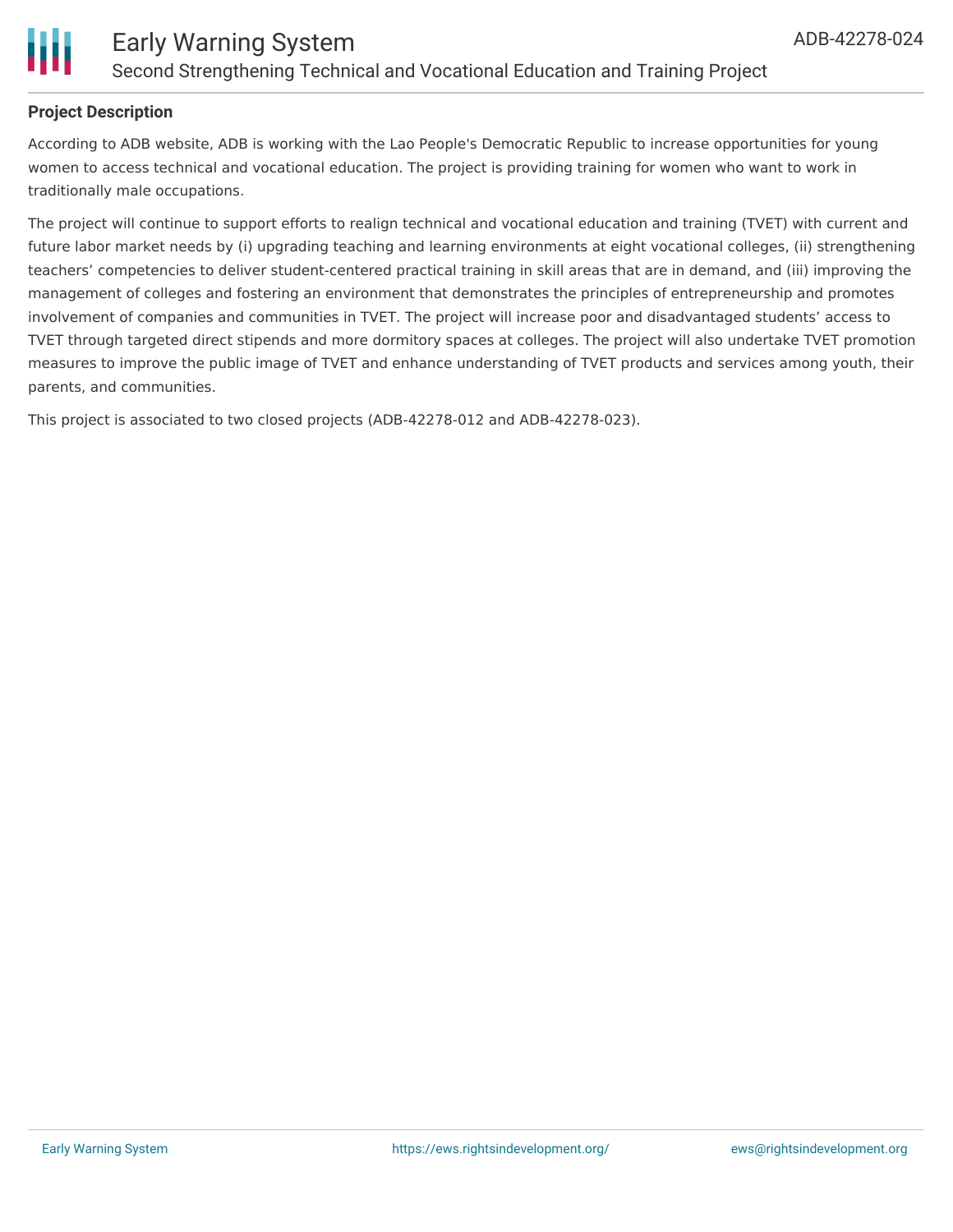**Project Description**

According to ADB website, ADB is working with the Lao People's Democratic Republic to increase opportunities for young women to access technical and vocational education. The project is providing training for women who want to work in traditionally male occupations.

The project will continue to support efforts to realign technical and vocational education and training (TVET) with current and future labor market needs by (i) upgrading teaching and learning environments at eight vocational colleges, (ii) strengthening teachers' competencies to deliver student-centered practical training in skill areas that are in demand, and (iii) improving the management of colleges and fostering an environment that demonstrates the principles of entrepreneurship and promotes involvement of companies and communities in TVET. The project will increase poor and disadvantaged students' access to TVET through targeted direct stipends and more dormitory spaces at colleges. The project will also undertake TVET promotion measures to improve the public image of TVET and enhance understanding of TVET products and services among youth, their parents, and communities.

This project is associated to two closed projects (ADB-42278-012 and ADB-42278-023).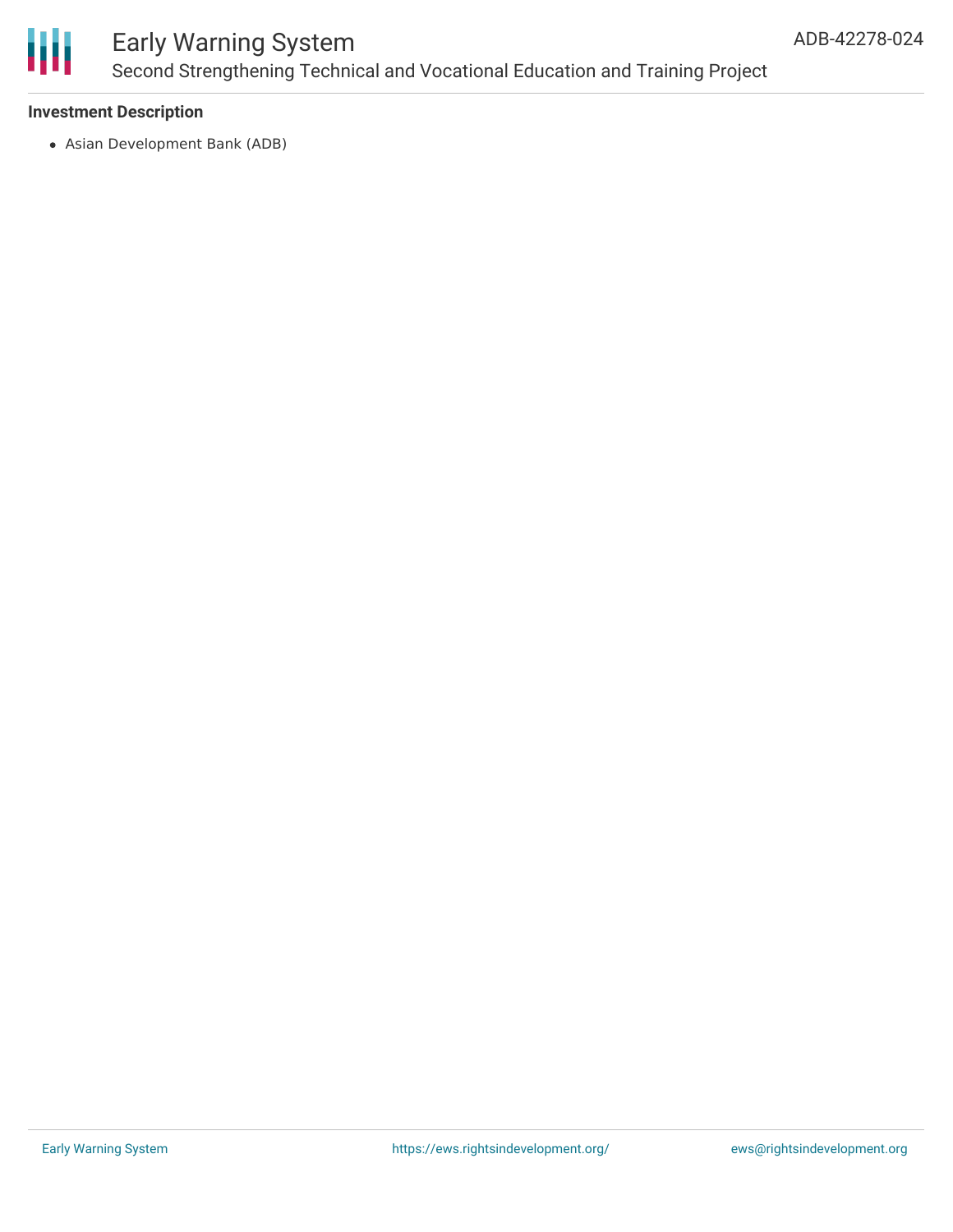**Investment Description**

- Asian Development Bank (ADB)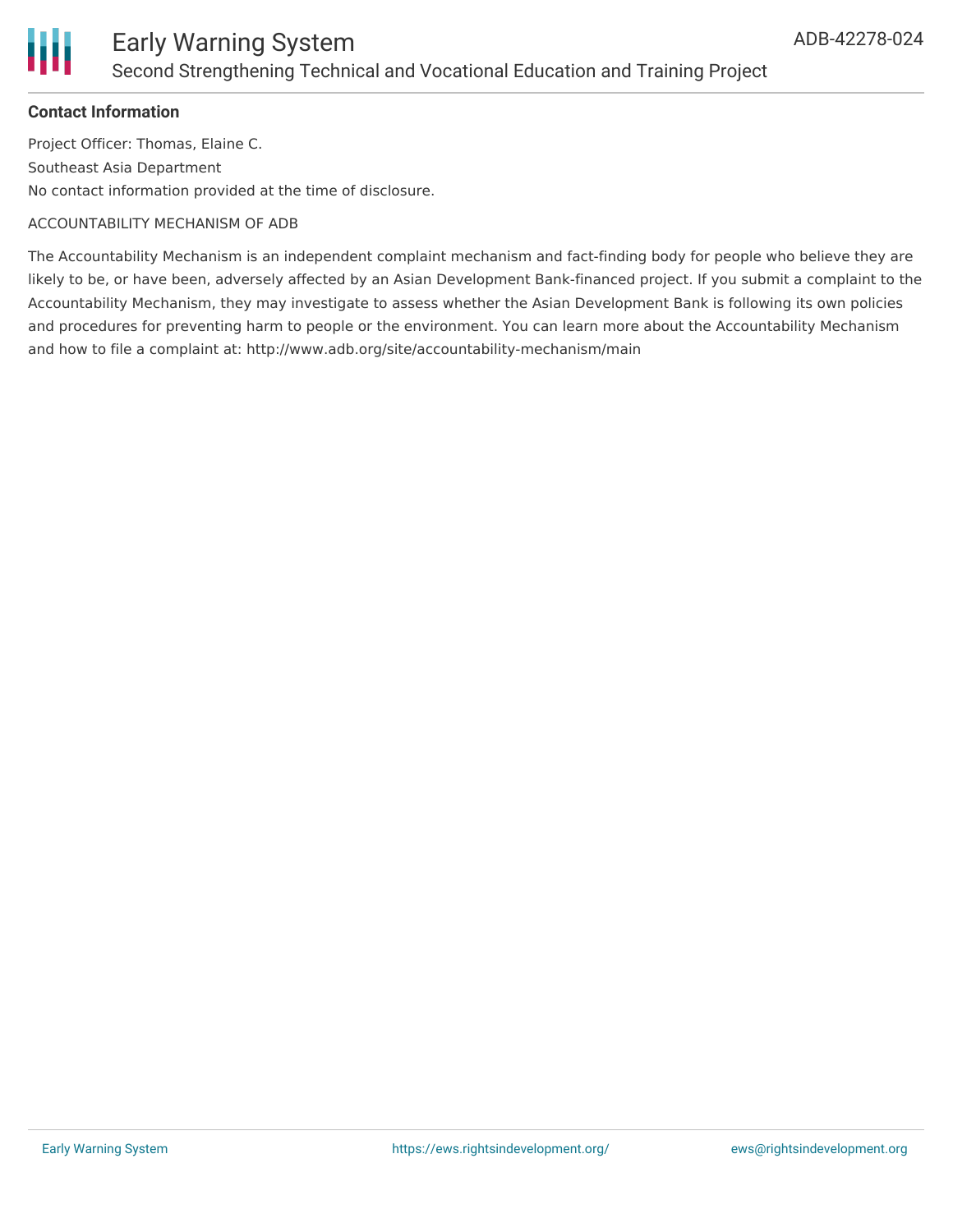#### Contact Information

Project Officer: Thomas, Elaine C.

Southeast Asia Department

No contact information provided at the time of disclosure.

ACCOUNTABILITY MECHANISM OF ADB

The Accountability Mechanism is an independent complaint mechanism and fact-finding body for people who believe they are likely to be, or have been, adversely affected by an Asian Development Bank-financed project. If you submit a complaint to the Accountability Mechanism, they may investigate to assess whether the Asian Development Bank is following its own policies and procedures for preventing harm to people or the environment. You can learn more about the Accountability Mechanism and how to file a complaint at: http://www.adb.org/site/accountability-mechanism/main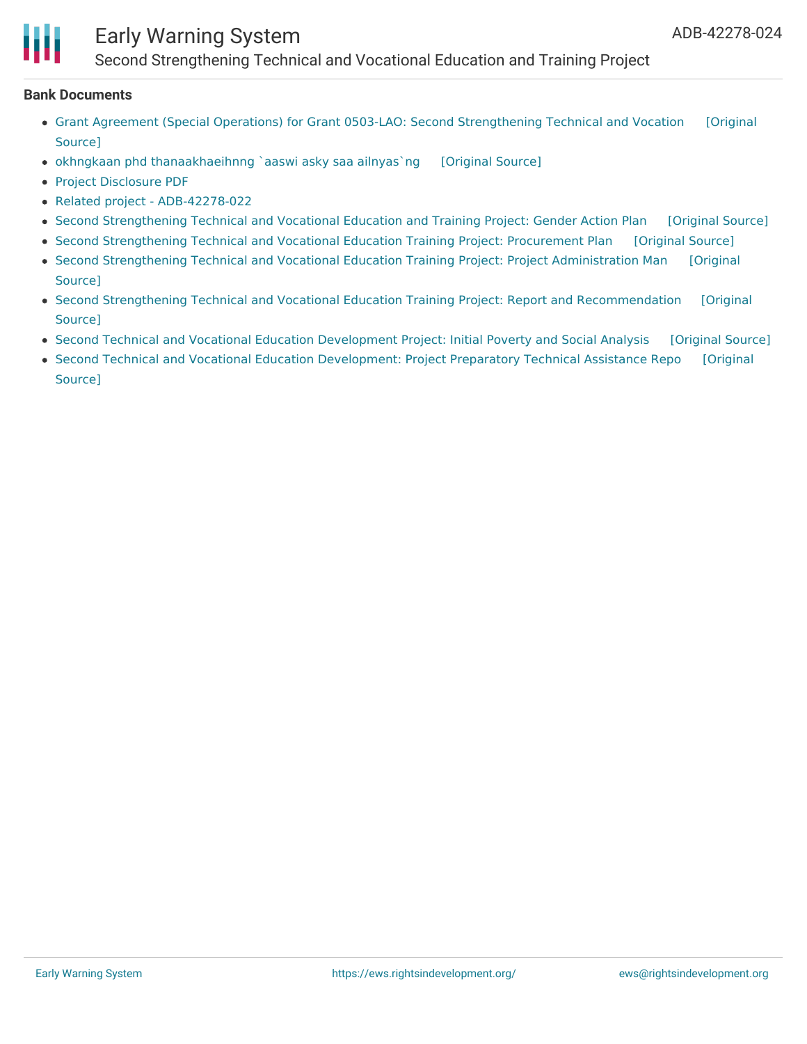**Bank Documents**

- Grant Agreement (Special Operations) for Grant 0503-LAO: Second Strengthening Technical and Vocation [Original Source]
- okhngkaan phd thanaakhaeihnng `aaswi asky saa ailnyas`ng [Original Source]
- Project Disclosure PDF
- Related project - ADB-42278-022
- Second Strengthening Technical and Vocational Education and Training Project: Gender Action Plan [Original Source]
- Second Strengthening Technical and Vocational Education Training Project: Procurement Plan [Original Source]
- Second Strengthening Technical and Vocational Education Training Project: Project Administration Man [Original Source]
- Second Strengthening Technical and Vocational Education Training Project: Report and Recommendation [Original Source]
- Second Technical and Vocational Education Development Project: Initial Poverty and Social Analysis [Original Source]
- Second Technical and Vocational Education Development: Project Preparatory Technical Assistance Repo [Original Source]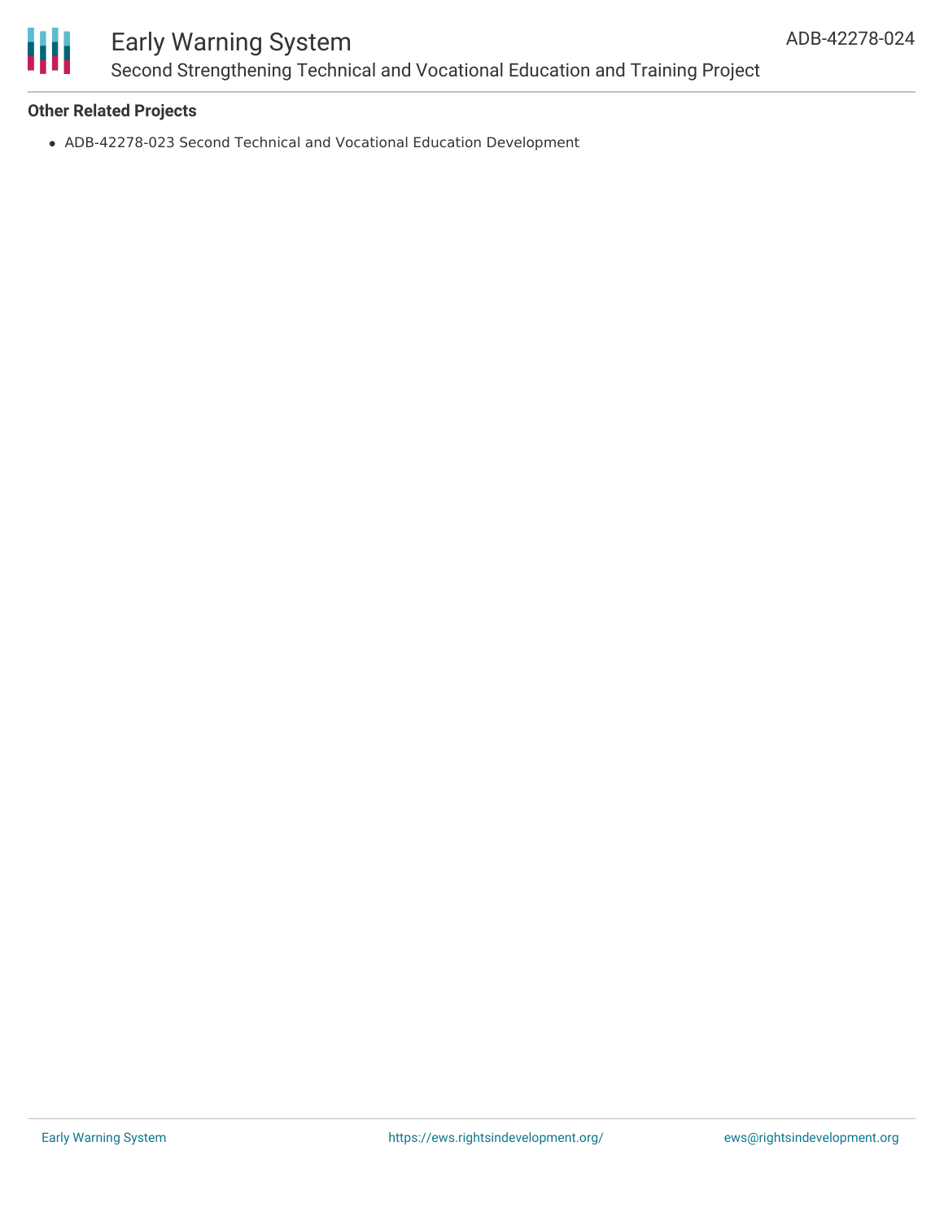**Other Related Projects**

- ADB-42278-023 Second Technical and Vocational Education Development